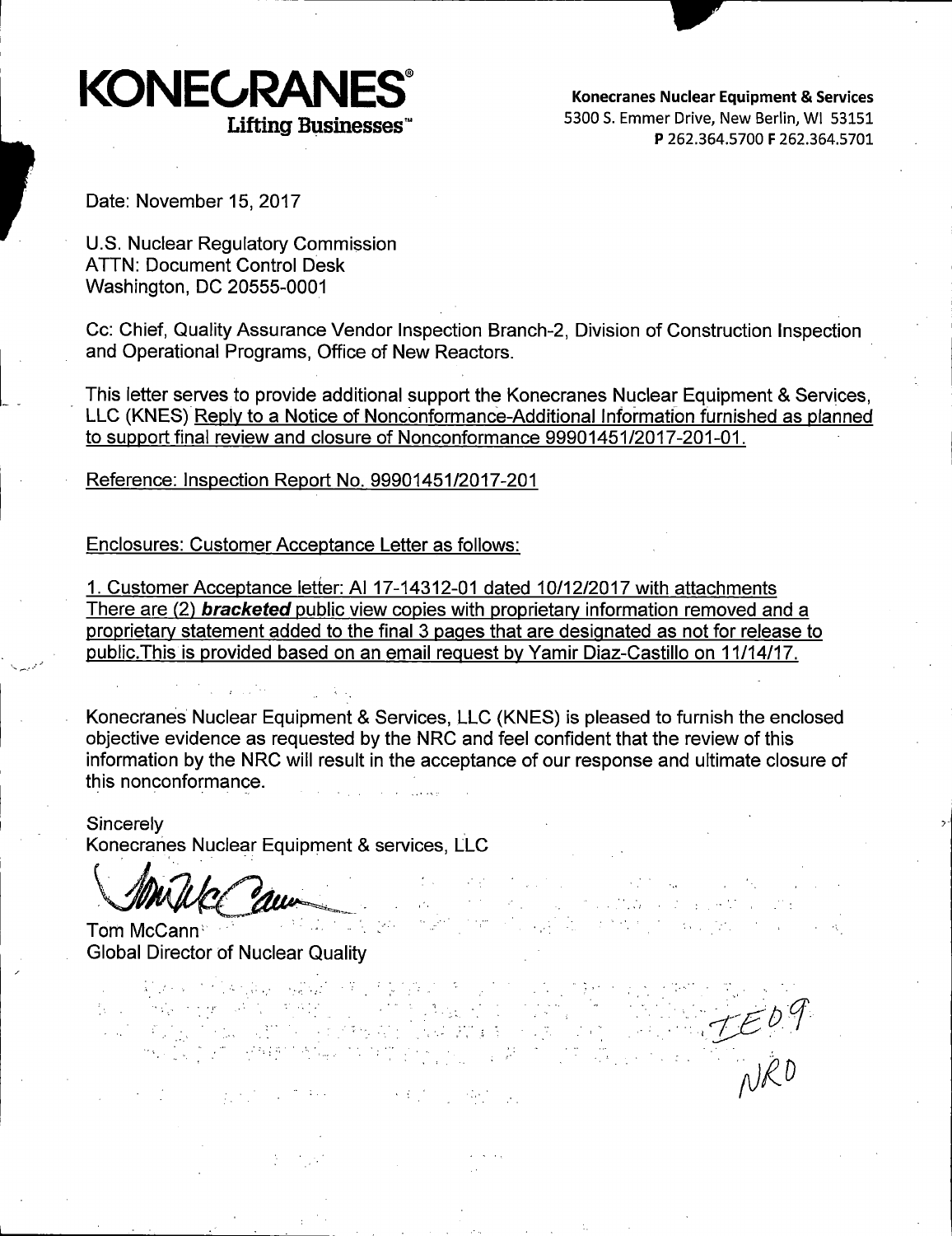**KONECRANES®**
**Lifting Businesses™**

**Konecranes Nuclear Equipment & Services**
5300 S. Emmer Drive, New Berlin, WI 53151
**P** 262.364.5700 **F** 262.364.5701

Date: November 15, 2017

U.S. Nuclear Regulatory Commission
ATTN: Document Control Desk
Washington, DC 20555-0001

Cc: Chief, Quality Assurance Vendor Inspection Branch-2, Division of Construction Inspection and Operational Programs, Office of New Reactors.

This letter serves to provide additional support the Konecranes Nuclear Equipment & Services, LLC (KNES) Reply to a Notice of Nonconformance-Additional Information furnished as planned to support final review and closure of Nonconformance 99901451/2017-201-01.

Reference: Inspection Report No. 99901451/2017-201

Enclosures: Customer Acceptance Letter as follows:

1. Customer Acceptance letter: AI 17-14312-01 dated 10/12/2017 with attachments
There are (2) ***bracketed*** public view copies with proprietary information removed and a proprietary statement added to the final 3 pages that are designated as not for release to public.This is provided based on an email request by Yamir Diaz-Castillo on 11/14/17.

Konecranes Nuclear Equipment & Services, LLC (KNES) is pleased to furnish the enclosed objective evidence as requested by the NRC and feel confident that the review of this information by the NRC will result in the acceptance of our response and ultimate closure of this nonconformance.

Sincerely
Konecranes Nuclear Equipment & services, LLC

Tom McCann
Global Director of Nuclear Quality

IE09
NRO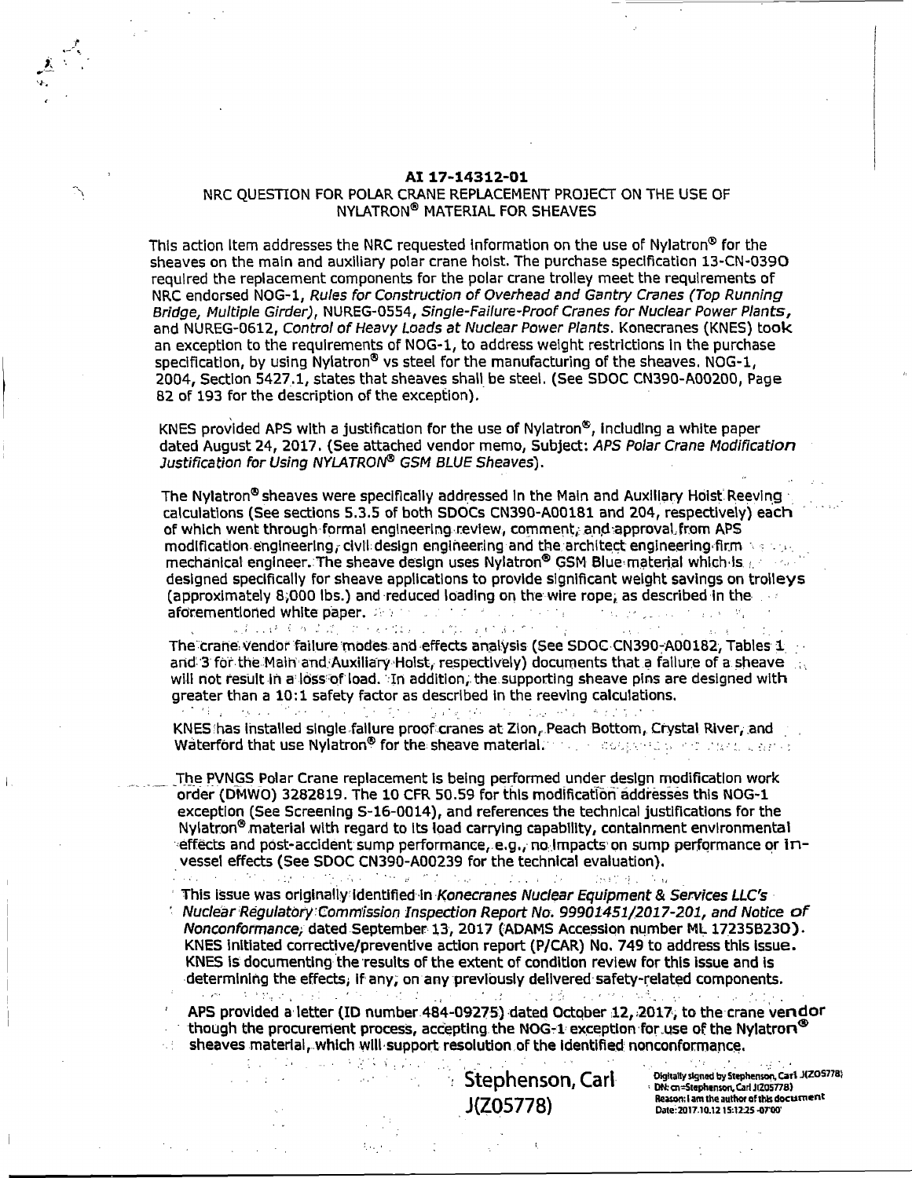**AI 17-14312-01**

NRC QUESTION FOR POLAR CRANE REPLACEMENT PROJECT ON THE USE OF NYLATRON® MATERIAL FOR SHEAVES

This action item addresses the NRC requested information on the use of Nylatron® for the sheaves on the main and auxiliary polar crane hoist. The purchase specification 13-CN-0390 required the replacement components for the polar crane trolley meet the requirements of NRC endorsed NOG-1, *Rules for Construction of Overhead and Gantry Cranes (Top Running Bridge, Multiple Girder)*, NUREG-0554, *Single-Failure-Proof Cranes for Nuclear Power Plants*, and NUREG-0612, *Control of Heavy Loads at Nuclear Power Plants*. Konecranes (KNES) took an exception to the requirements of NOG-1, to address weight restrictions in the purchase specification, by using Nylatron® vs steel for the manufacturing of the sheaves. NOG-1, 2004, Section 5427.1, states that sheaves shall be steel. (See SDOC CN390-A00200, Page 82 of 193 for the description of the exception).

KNES provided APS with a justification for the use of Nylatron®, including a white paper dated August 24, 2017. (See attached vendor memo, Subject: *APS Polar Crane Modification Justification for Using NYLATRON® GSM BLUE Sheaves*).

The Nylatron® sheaves were specifically addressed in the Main and Auxiliary Hoist Reeving calculations (See sections 5.3.5 of both SDOCs CN390-A00181 and 204, respectively) each of which went through formal engineering review, comment, and approval from APS modification engineering, civil design engineering and the architect engineering firm mechanical engineer. The sheave design uses Nylatron® GSM Blue material which is designed specifically for sheave applications to provide significant weight savings on trolleys (approximately 8,000 lbs.) and reduced loading on the wire rope, as described in the aforementioned white paper.

The crane vendor failure modes and effects analysis (See SDOC CN390-A00182, Tables 1 and 3 for the Main and Auxiliary Hoist, respectively) documents that a failure of a sheave will not result in a loss of load. In addition, the supporting sheave pins are designed with greater than a 10:1 safety factor as described in the reeving calculations.

KNES has installed single failure proof cranes at Zion, Peach Bottom, Crystal River, and Waterford that use Nylatron® for the sheave material.

The PVNGS Polar Crane replacement is being performed under design modification work order (DMWO) 3282819. The 10 CFR 50.59 for this modification addresses this NOG-1 exception (See Screening S-16-0014), and references the technical justifications for the Nylatron® material with regard to its load carrying capability, containment environmental effects and post-accident sump performance, e.g., no impacts on sump performance or in-vessel effects (See SDOC CN390-A00239 for the technical evaluation).

This issue was originally identified in *Konecranes Nuclear Equipment & Services LLC's Nuclear Regulatory Commission Inspection Report No. 99901451/2017-201, and Notice of Nonconformance*, dated September 13, 2017 (ADAMS Accession number ML 17235B230). KNES initiated corrective/preventive action report (P/CAR) No. 749 to address this issue. KNES is documenting the results of the extent of condition review for this issue and is determining the effects, if any, on any previously delivered safety-related components.

APS provided a letter (ID number 484-09275) dated October 12, 2017, to the crane vendor though the procurement process, accepting the NOG-1 exception for use of the Nylatron® sheaves material, which will support resolution of the identified nonconformance.

Stephenson, Carl J(Z05778)

Digitally signed by Stephenson, Carl J(Z05778)
DN: cn=Stephenson, Carl J(Z05778)
Reason: I am the author of this document
Date: 2017.10.12 15:12:25 -07'00'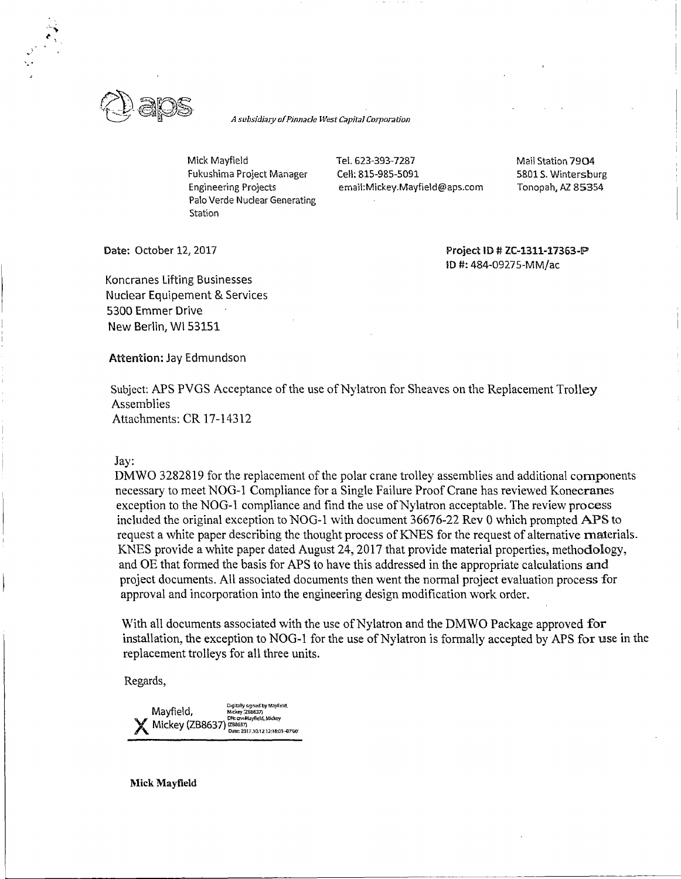aps

*A subsidiary of Pinnacle West Capital Corporation*

Mick Mayfield
Fukushima Project Manager
Engineering Projects
Palo Verde Nuclear Generating Station

Tel. 623-393-7287
Cell: 815-985-5091
email:Mickey.Mayfield@aps.com

Mail Station 7904
5801 S. Wintersburg
Tonopah, AZ 85354

Date: October 12, 2017

Project ID # ZC-1311-17363-P
ID #: 484-09275-MM/ac

Koncranes Lifting Businesses
Nuclear Equipement & Services
5300 Emmer Drive
New Berlin, WI 53151

**Attention:** Jay Edmundson

Subject: APS PVGS Acceptance of the use of Nylatron for Sheaves on the Replacement Trolley Assemblies
Attachments: CR 17-14312

Jay:

DMWO 3282819 for the replacement of the polar crane trolley assemblies and additional components necessary to meet NOG-1 Compliance for a Single Failure Proof Crane has reviewed Konecranes exception to the NOG-1 compliance and find the use of Nylatron acceptable. The review process included the original exception to NOG-1 with document 36676-22 Rev 0 which prompted APS to request a white paper describing the thought process of KNES for the request of alternative materials. KNES provide a white paper dated August 24, 2017 that provide material properties, methodology, and OE that formed the basis for APS to have this addressed in the appropriate calculations and project documents. All associated documents then went the normal project evaluation process for approval and incorporation into the engineering design modification work order.

With all documents associated with the use of Nylatron and the DMWO Package approved for installation, the exception to NOG-1 for the use of Nylatron is formally accepted by APS for use in the replacement trolleys for all three units.

Regards,

X Mayfield, Mickey (ZB8637)
Digitally signed by Mayfield, Mickey (ZB8637)
DN: cn=Mayfield, Mickey (ZB8637)
Date: 2017.10.12 12:18:03 -07'00'

**Mick Mayfield**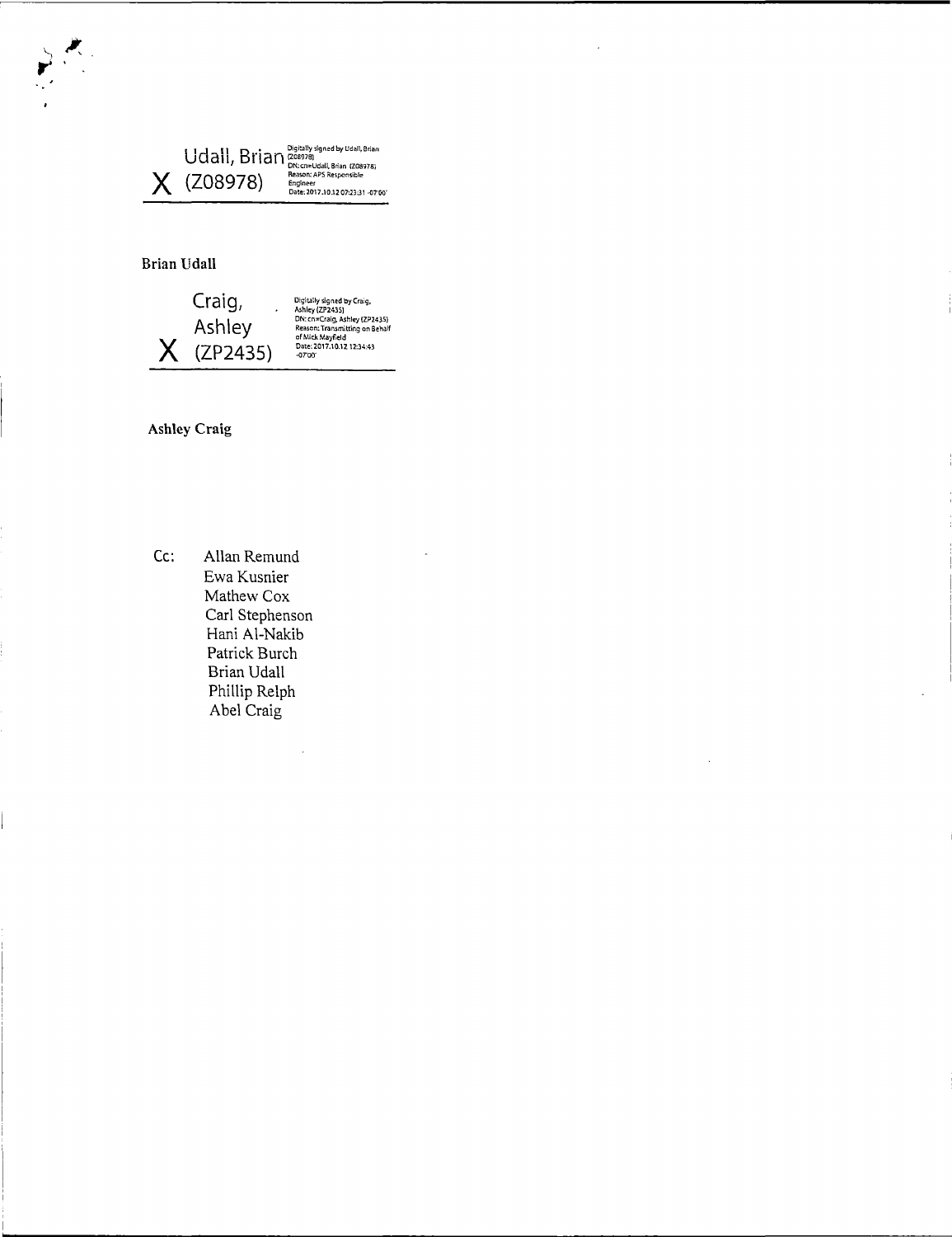Udall, Brian
X (Z08978)

Digitally signed by Udall, Brian (Z08978)
DN: cn=Udall, Brian (Z08978)
Reason: APS Responsible Engineer
Date: 2017.10.12 07:23:31 -07'00'

**Brian Udall**

Craig, Ashley
X (ZP2435)

Digitally signed by Craig, Ashley (ZP2435)
DN: cn=Craig, Ashley (ZP2435)
Reason: Transmitting on Behalf of Mick Mayfield
Date: 2017.10.12 12:34:43 -07'00'

**Ashley Craig**

Cc: Allan Remund
Ewa Kusnier
Mathew Cox
Carl Stephenson
Hani Al-Nakib
Patrick Burch
Brian Udall
Phillip Relph
Abel Craig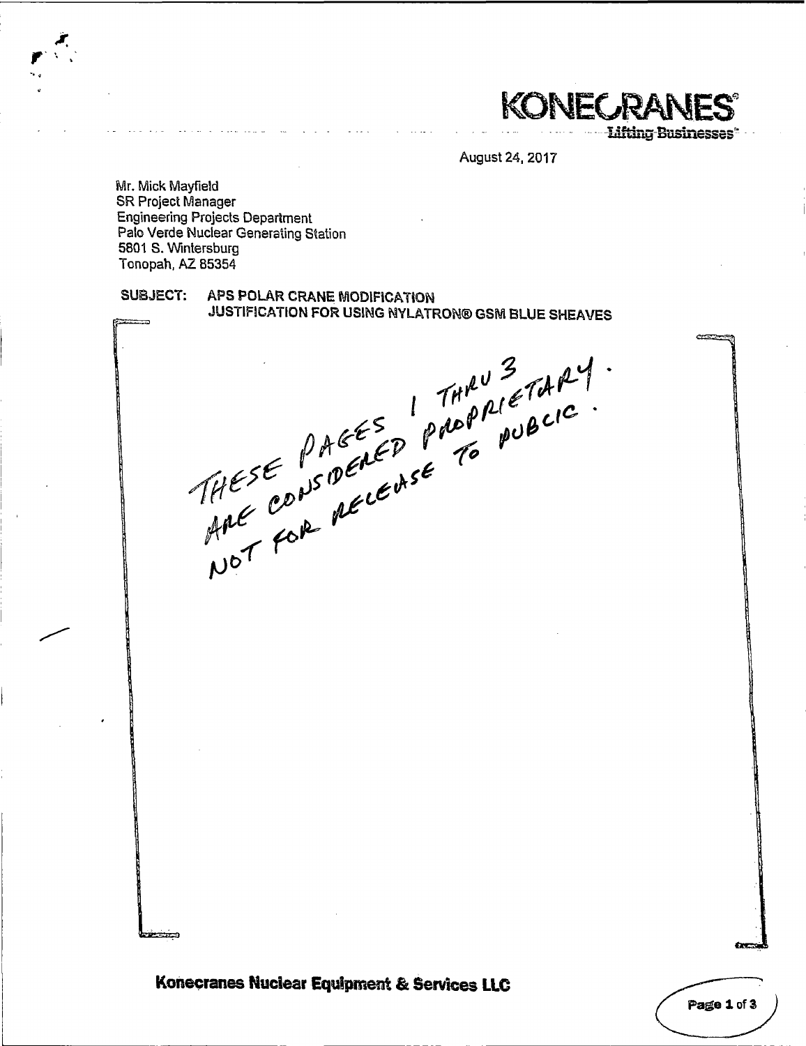**KONECRANES**
Lifting Businesses

August 24, 2017

Mr. Mick Mayfield
SR Project Manager
Engineering Projects Department
Palo Verde Nuclear Generating Station
5801 S. Wintersburg
Tonopah, AZ 85354

**SUBJECT: APS POLAR CRANE MODIFICATION
JUSTIFICATION FOR USING NYLATRON® GSM BLUE SHEAVES**

THESE PAGES 1 THRU 3 ARE CONSIDERED PROPRIETARY. NOT FOR RELEASE TO PUBCIC.

**Konecranes Nuclear Equipment & Services LLC**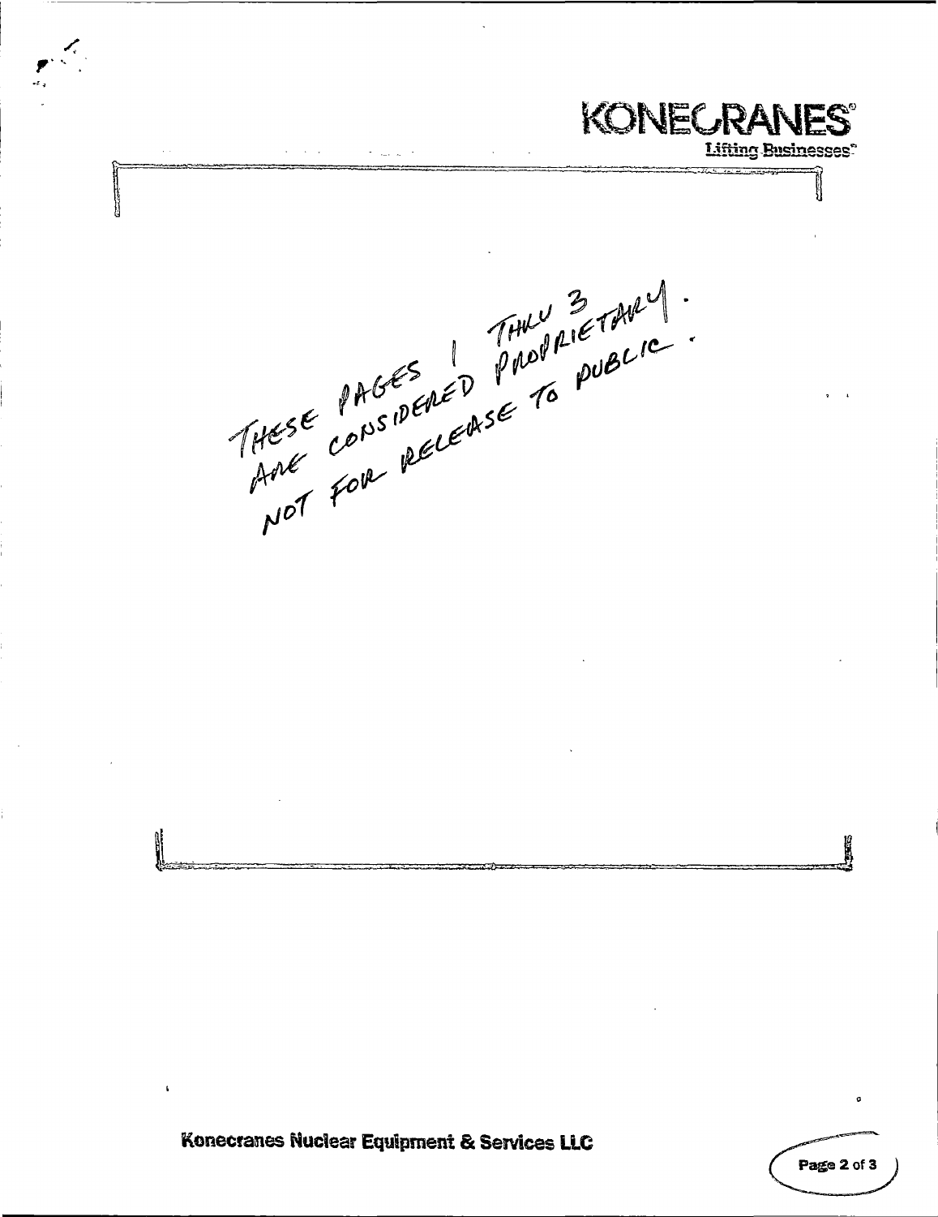**KONECRANES**
Lifting Businesses

THESE PAGES 1 THRU 3
ARE CONSIDERED PROPRIETARY.
NOT FOR RELEASE TO PUBLIC.

**Konecranes Nuclear Equipment & Services LLC**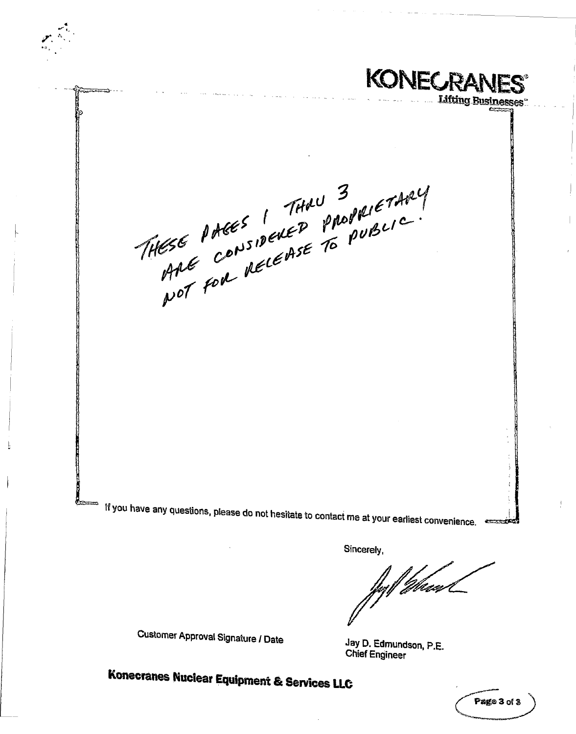**KONECRANES®**
Lifting Businesses™

THESE PAGES 1 THRU 3
ARE CONSIDERED PROPRIETARY
NOT FOR RELEASE TO PUBLIC.

If you have any questions, please do not hesitate to contact me at your earliest convenience.

Sincerely,

Customer Approval Signature / Date

Jay D. Edmundson, P.E.
Chief Engineer

**Konecranes Nuclear Equipment & Services LLC**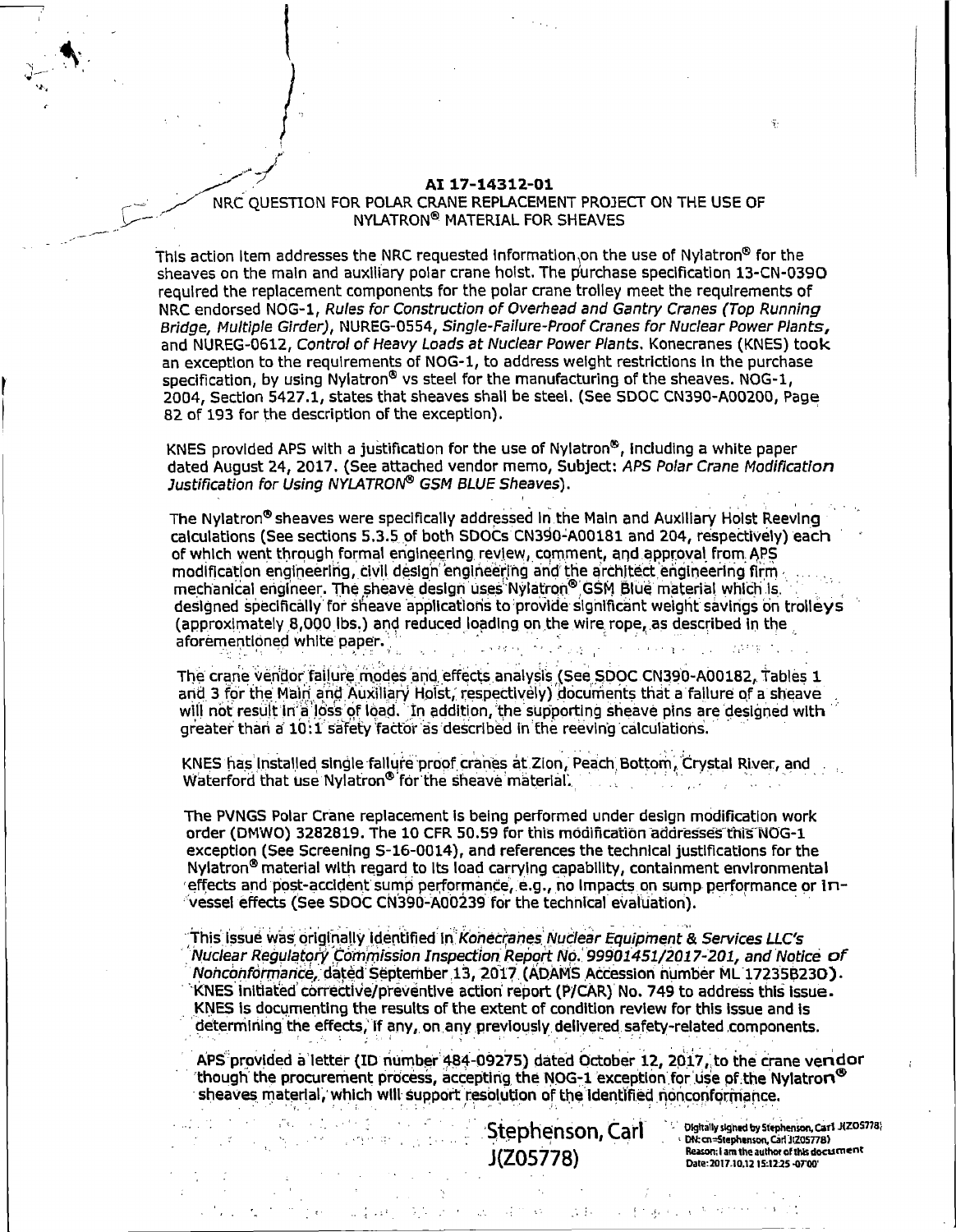**AI 17-14312-01**

NRC QUESTION FOR POLAR CRANE REPLACEMENT PROJECT ON THE USE OF NYLATRON® MATERIAL FOR SHEAVES

This action item addresses the NRC requested information on the use of Nylatron® for the sheaves on the main and auxiliary polar crane hoist. The purchase specification 13-CN-0390 required the replacement components for the polar crane trolley meet the requirements of NRC endorsed NOG-1, *Rules for Construction of Overhead and Gantry Cranes (Top Running Bridge, Multiple Girder)*, NUREG-0554, *Single-Failure-Proof Cranes for Nuclear Power Plants*, and NUREG-0612, *Control of Heavy Loads at Nuclear Power Plants*. Konecranes (KNES) took an exception to the requirements of NOG-1, to address weight restrictions in the purchase specification, by using Nylatron® vs steel for the manufacturing of the sheaves. NOG-1, 2004, Section 5427.1, states that sheaves shall be steel. (See SDOC CN390-A00200, Page 82 of 193 for the description of the exception).

KNES provided APS with a justification for the use of Nylatron®, including a white paper dated August 24, 2017. (See attached vendor memo, Subject: *APS Polar Crane Modification Justification for Using NYLATRON® GSM BLUE Sheaves*).

The Nylatron® sheaves were specifically addressed in the Main and Auxiliary Hoist Reeving calculations (See sections 5.3.5 of both SDOCs CN390-A00181 and 204, respectively) each of which went through formal engineering review, comment, and approval from APS modification engineering, civil design engineering and the architect engineering firm mechanical engineer. The sheave design uses Nylatron® GSM Blue material which is designed specifically for sheave applications to provide significant weight savings on trolleys (approximately 8,000 lbs.) and reduced loading on the wire rope, as described in the aforementioned white paper.

The crane vendor failure modes and effects analysis (See SDOC CN390-A00182, Tables 1 and 3 for the Main and Auxiliary Hoist, respectively) documents that a failure of a sheave will not result in a loss of load. In addition, the supporting sheave pins are designed with greater than a 10:1 safety factor as described in the reeving calculations.

KNES has installed single failure proof cranes at Zion, Peach Bottom, Crystal River, and Waterford that use Nylatron® for the sheave material.

The PVNGS Polar Crane replacement is being performed under design modification work order (DMWO) 3282819. The 10 CFR 50.59 for this modification addresses this NOG-1 exception (See Screening S-16-0014), and references the technical justifications for the Nylatron® material with regard to its load carrying capability, containment environmental effects and post-accident sump performance, e.g., no impacts on sump performance or in-vessel effects (See SDOC CN390-A00239 for the technical evaluation).

This issue was originally identified in *Konecranes Nuclear Equipment & Services LLC's Nuclear Regulatory Commission Inspection Report No. 99901451/2017-201, and Notice of Nonconformance*, dated September 13, 2017 (ADAMS Accession number ML 17235B230). KNES initiated corrective/preventive action report (P/CAR) No. 749 to address this issue. KNES is documenting the results of the extent of condition review for this issue and is determining the effects, if any, on any previously delivered safety-related components.

APS provided a letter (ID number 484-09275) dated October 12, 2017, to the crane vendor though the procurement process, accepting the NOG-1 exception for use of the Nylatron® sheaves material, which will support resolution of the identified nonconformance.

Stephenson, Carl J(Z05778)

Digitally signed by Stephenson, Carl J(Z05778)
DN: cn=Stephenson, Carl J(Z05778)
Reason: I am the author of this document
Date: 2017.10.12 15:12:25 -07'00'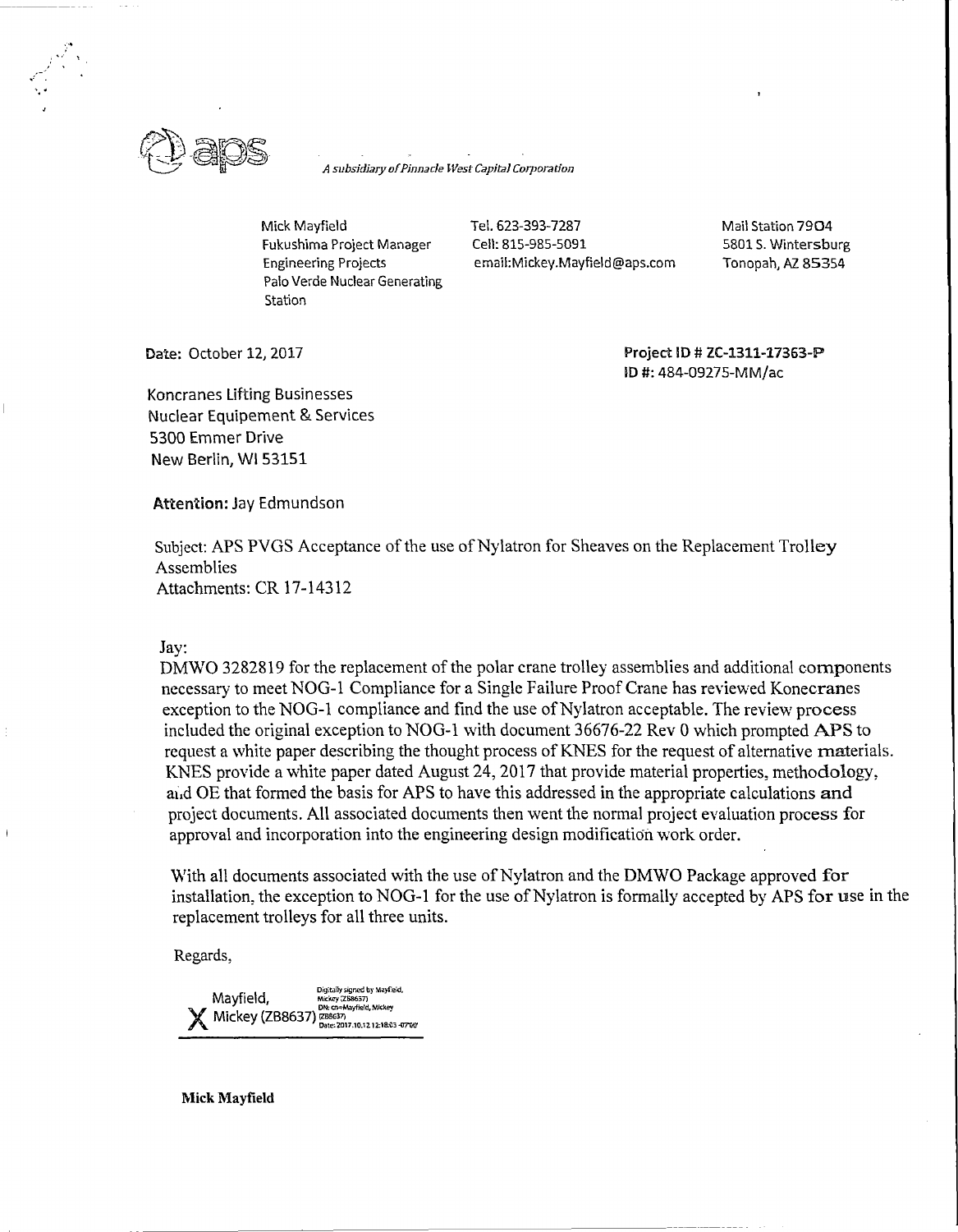aps

*A subsidiary of Pinnacle West Capital Corporation*

Mick Mayfield
Fukushima Project Manager
Engineering Projects
Palo Verde Nuclear Generating Station

Tel. 623-393-7287
Cell: 815-985-5091
email:Mickey.Mayfield@aps.com

Mail Station 7904
5801 S. Wintersburg
Tonopah, AZ 85354

Date: October 12, 2017

**Project ID # ZC-1311-17363-P**
ID #: 484-09275-MM/ac

Koncranes Lifting Businesses
Nuclear Equipement & Services
5300 Emmer Drive
New Berlin, WI 53151

**Attention:** Jay Edmundson

Subject: APS PVGS Acceptance of the use of Nylatron for Sheaves on the Replacement Trolley Assemblies
Attachments: CR 17-14312

Jay:

DMWO 3282819 for the replacement of the polar crane trolley assemblies and additional components necessary to meet NOG-1 Compliance for a Single Failure Proof Crane has reviewed Konecranes exception to the NOG-1 compliance and find the use of Nylatron acceptable. The review process included the original exception to NOG-1 with document 36676-22 Rev 0 which prompted APS to request a white paper describing the thought process of KNES for the request of alternative materials. KNES provide a white paper dated August 24, 2017 that provide material properties, methodology, and OE that formed the basis for APS to have this addressed in the appropriate calculations and project documents. All associated documents then went the normal project evaluation process for approval and incorporation into the engineering design modification work order.

With all documents associated with the use of Nylatron and the DMWO Package approved for installation, the exception to NOG-1 for the use of Nylatron is formally accepted by APS for use in the replacement trolleys for all three units.

Regards,

X Mayfield, Mickey (ZB8637)
Digitally signed by Mayfield, Mickey (ZB8637)
DN: cn=Mayfield, Mickey (ZB8637)
Date: 2017.10.12 12:18:03 -07'00'

**Mick Mayfield**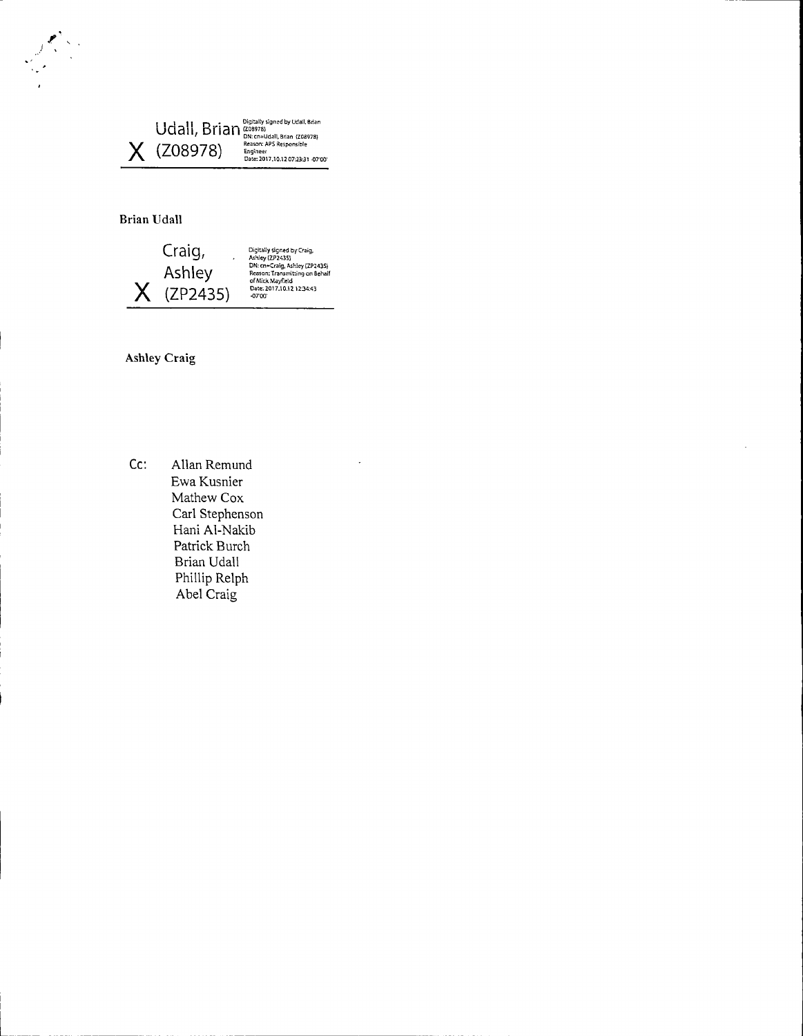X Udall, Brian (Z08978)

Digitally signed by Udall, Brian (Z08978)
DN: cn=Udall, Brian (Z08978)
Reason: APS Responsible Engineer
Date: 2017.10.12 07:23:31 -07'00'

Brian Udall

X Craig, Ashley (ZP2435)

Digitally signed by Craig, Ashley (ZP2435)
DN: cn=Craig, Ashley (ZP2435)
Reason: Transmitting on Behalf of Mick Mayfield
Date: 2017.10.12 12:34:43 -07'00'

Ashley Craig

Cc: Allan Remund
Ewa Kusnier
Mathew Cox
Carl Stephenson
Hani Al-Nakib
Patrick Burch
Brian Udall
Phillip Relph
Abel Craig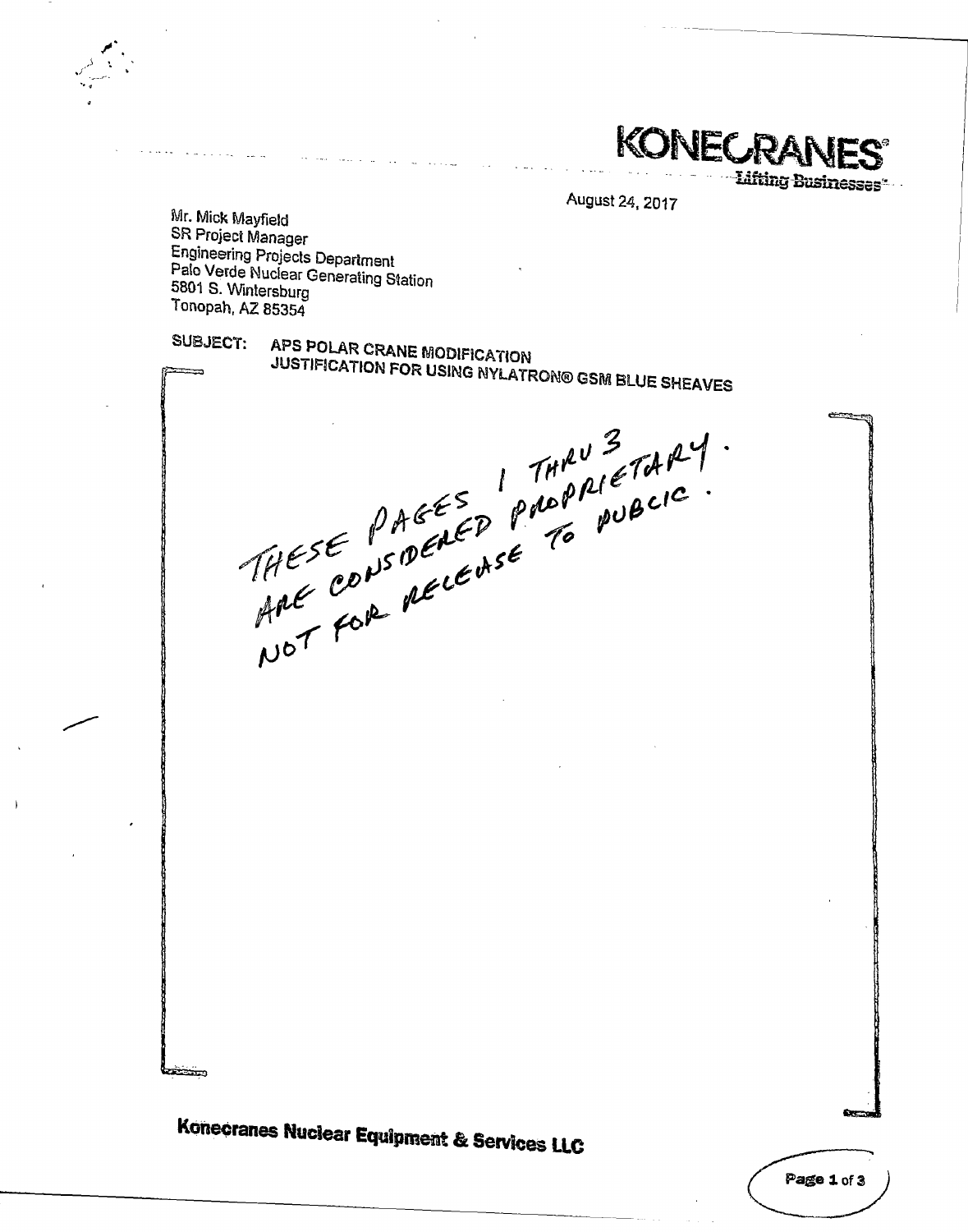# KONECRANES®

Lifting Businesses™

August 24, 2017

Mr. Mick Mayfield
SR Project Manager
Engineering Projects Department
Palo Verde Nuclear Generating Station
5801 S. Wintersburg
Tonopah, AZ 85354

**SUBJECT: APS POLAR CRANE MODIFICATION JUSTIFICATION FOR USING NYLATRON® GSM BLUE SHEAVES**

[

THESE PAGES 1 THRU 3 ARE CONSIDERED PROPRIETARY. NOT FOR RELEASE TO PUBLIC.

]

**Konecranes Nuclear Equipment & Services LLC**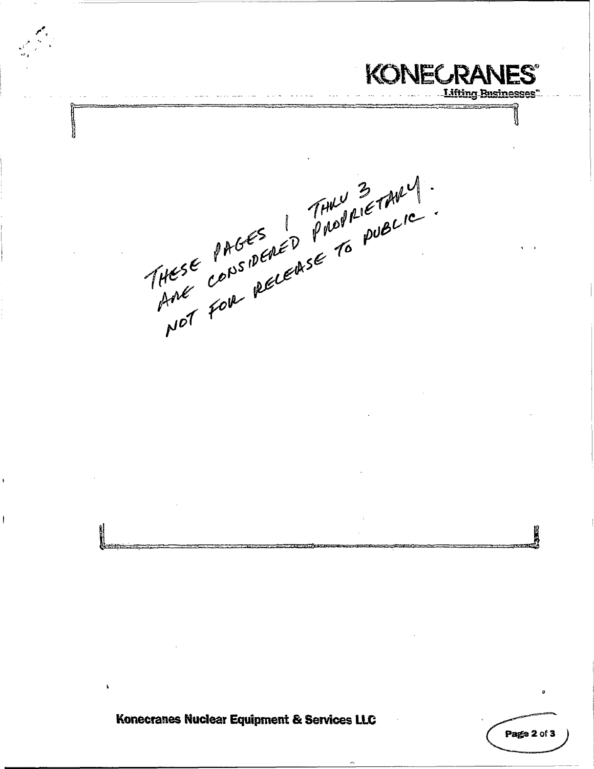**KONECRANES**®
Lifting Businesses™

THESE PAGES 1 THRU 3
ARE CONSIDERED PROPRIETARY.
NOT FOR RELEASE TO PUBLIC.

**Konecranes Nuclear Equipment & Services LLC**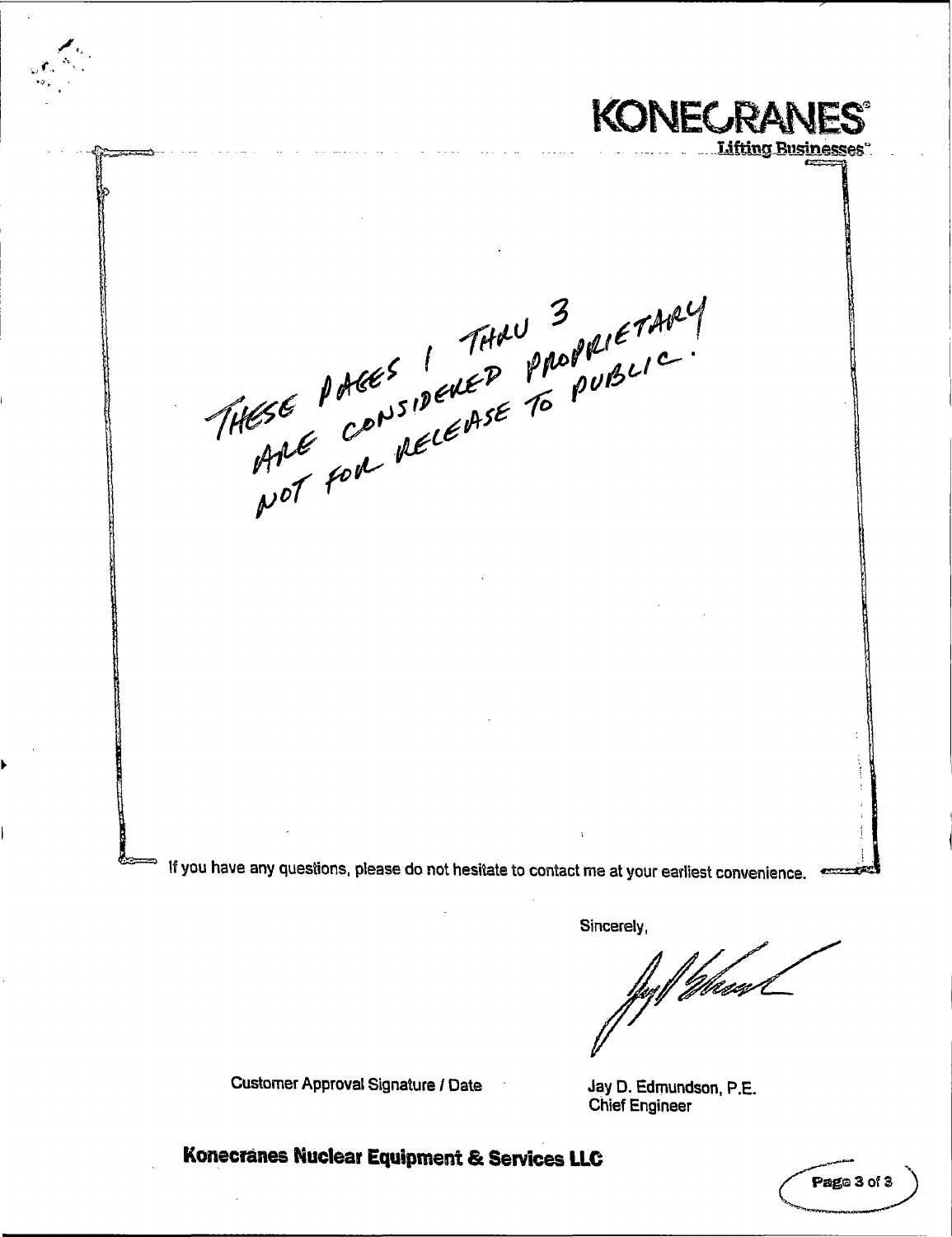**KONECRANES®**
Lifting Businesses®

THESE PAGES 1 THRU 3 ARE CONSIDERED PROPRIETARY NOT FOR RELEASE TO PUBLIC.

If you have any questions, please do not hesitate to contact me at your earliest convenience.

Sincerely,

Customer Approval Signature / Date

Jay D. Edmundson, P.E.
Chief Engineer

**Konecranes Nuclear Equipment & Services LLC**